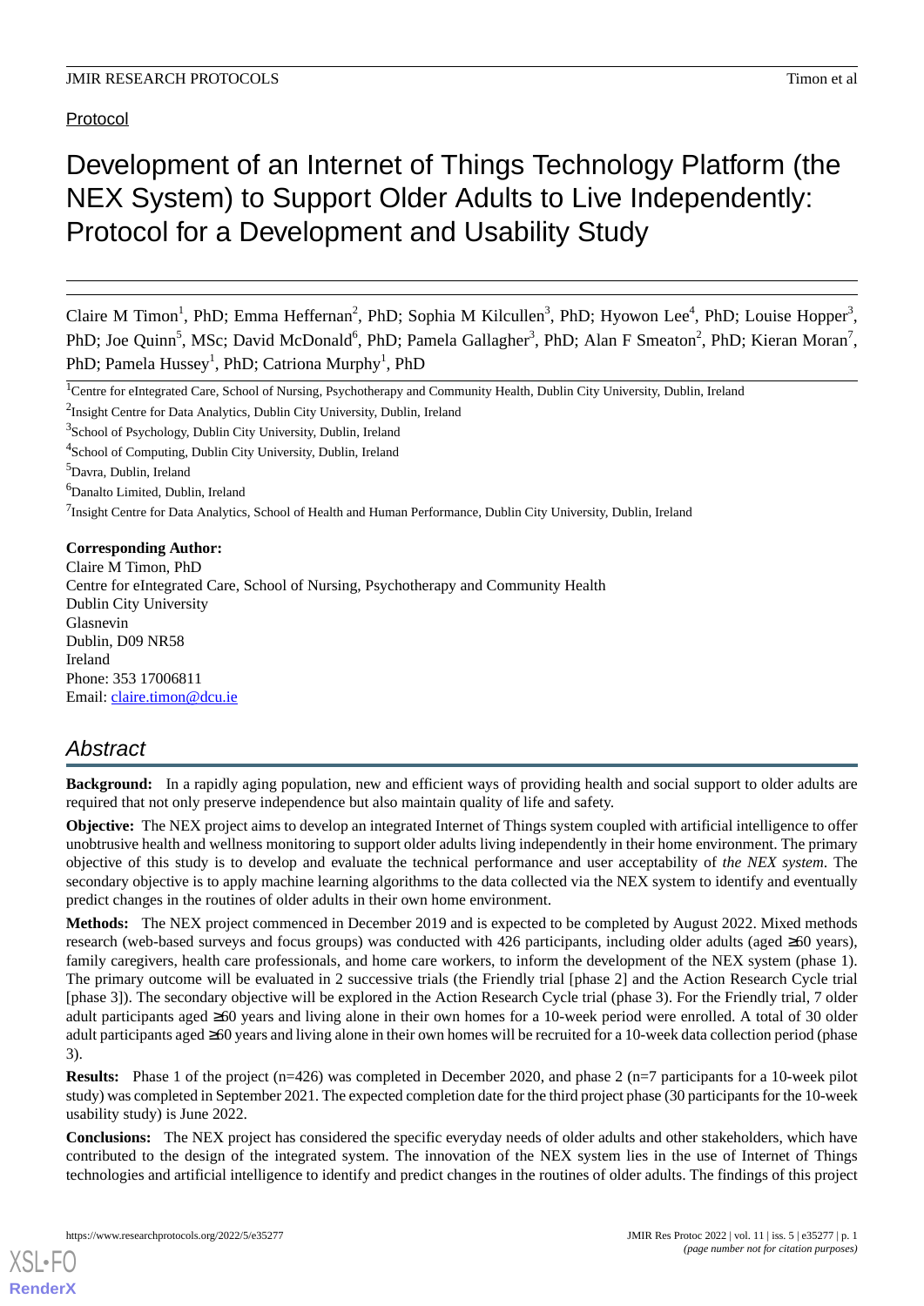Protocol

# Development of an Internet of Things Technology Platform (the NEX System) to Support Older Adults to Live Independently: Protocol for a Development and Usability Study

Claire M Timon[1], PhD; Emma Heffernan[2], PhD; Sophia M Kilcullen[3], PhD; Hyowon Lee[4], PhD; Louise Hopper[3], PhD; Joe Quinn[5], MSc; David McDonald[6], PhD; Pamela Gallagher[3], PhD; Alan F Smeaton[2], PhD; Kieran Moran[7], PhD; Pamela Hussey[1], PhD; Catriona Murphy[1], PhD

[1]Centre for eIntegrated Care, School of Nursing, Psychotherapy and Community Health, Dublin City University, Dublin, Ireland

[2]Insight Centre for Data Analytics, Dublin City University, Dublin, Ireland

[3]School of Psychology, Dublin City University, Dublin, Ireland

[4]School of Computing, Dublin City University, Dublin, Ireland

[5]Davra, Dublin, Ireland

[6]Danalto Limited, Dublin, Ireland

[7]Insight Centre for Data Analytics, School of Health and Human Performance, Dublin City University, Dublin, Ireland

**Corresponding Author:**
Claire M Timon, PhD
Centre for eIntegrated Care, School of Nursing, Psychotherapy and Community Health
Dublin City University
Glasnevin
Dublin, D09 NR58
Ireland
Phone: 353 17006811
Email: claire.timon@dcu.ie

## Abstract

**Background:** In a rapidly aging population, new and efficient ways of providing health and social support to older adults are required that not only preserve independence but also maintain quality of life and safety.

**Objective:** The NEX project aims to develop an integrated Internet of Things system coupled with artificial intelligence to offer unobtrusive health and wellness monitoring to support older adults living independently in their home environment. The primary objective of this study is to develop and evaluate the technical performance and user acceptability of *the NEX system*. The secondary objective is to apply machine learning algorithms to the data collected via the NEX system to identify and eventually predict changes in the routines of older adults in their own home environment.

**Methods:** The NEX project commenced in December 2019 and is expected to be completed by August 2022. Mixed methods research (web-based surveys and focus groups) was conducted with 426 participants, including older adults (aged ≥60 years), family caregivers, health care professionals, and home care workers, to inform the development of the NEX system (phase 1). The primary outcome will be evaluated in 2 successive trials (the Friendly trial [phase 2] and the Action Research Cycle trial [phase 3]). The secondary objective will be explored in the Action Research Cycle trial (phase 3). For the Friendly trial, 7 older adult participants aged ≥60 years and living alone in their own homes for a 10-week period were enrolled. A total of 30 older adult participants aged ≥60 years and living alone in their own homes will be recruited for a 10-week data collection period (phase 3).

**Results:** Phase 1 of the project (n=426) was completed in December 2020, and phase 2 (n=7 participants for a 10-week pilot study) was completed in September 2021. The expected completion date for the third project phase (30 participants for the 10-week usability study) is June 2022.

**Conclusions:** The NEX project has considered the specific everyday needs of older adults and other stakeholders, which have contributed to the design of the integrated system. The innovation of the NEX system lies in the use of Internet of Things technologies and artificial intelligence to identify and predict changes in the routines of older adults. The findings of this project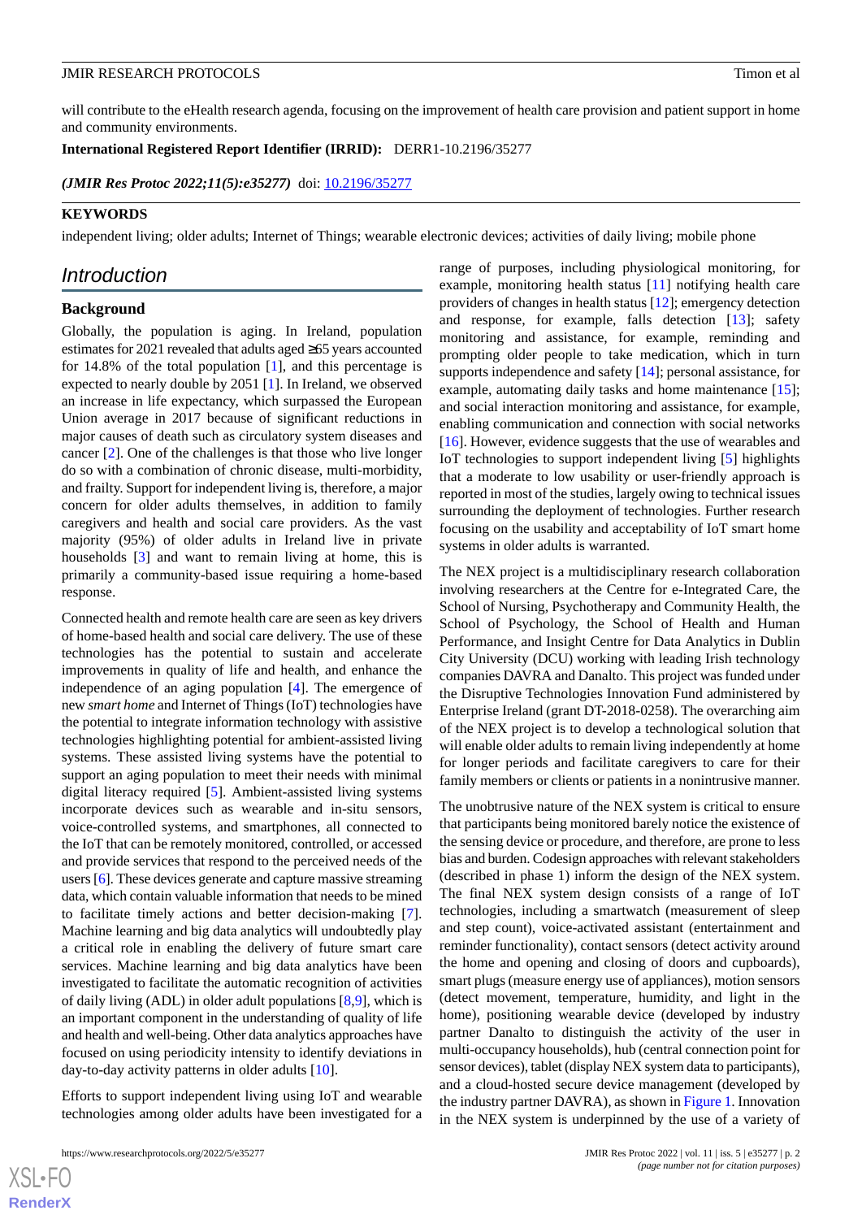will contribute to the eHealth research agenda, focusing on the improvement of health care provision and patient support in home and community environments.

**International Registered Report Identifier (IRRID):** DERR1-10.2196/35277

***(JMIR Res Protoc 2022;11(5):e35277)*** doi: 10.2196/35277

**KEYWORDS**

independent living; older adults; Internet of Things; wearable electronic devices; activities of daily living; mobile phone

## Introduction

### Background

Globally, the population is aging. In Ireland, population estimates for 2021 revealed that adults aged ≥65 years accounted for 14.8% of the total population [1], and this percentage is expected to nearly double by 2051 [1]. In Ireland, we observed an increase in life expectancy, which surpassed the European Union average in 2017 because of significant reductions in major causes of death such as circulatory system diseases and cancer [2]. One of the challenges is that those who live longer do so with a combination of chronic disease, multi-morbidity, and frailty. Support for independent living is, therefore, a major concern for older adults themselves, in addition to family caregivers and health and social care providers. As the vast majority (95%) of older adults in Ireland live in private households [3] and want to remain living at home, this is primarily a community-based issue requiring a home-based response.

Connected health and remote health care are seen as key drivers of home-based health and social care delivery. The use of these technologies has the potential to sustain and accelerate improvements in quality of life and health, and enhance the independence of an aging population [4]. The emergence of new *smart home* and Internet of Things (IoT) technologies have the potential to integrate information technology with assistive technologies highlighting potential for ambient-assisted living systems. These assisted living systems have the potential to support an aging population to meet their needs with minimal digital literacy required [5]. Ambient-assisted living systems incorporate devices such as wearable and in-situ sensors, voice-controlled systems, and smartphones, all connected to the IoT that can be remotely monitored, controlled, or accessed and provide services that respond to the perceived needs of the users [6]. These devices generate and capture massive streaming data, which contain valuable information that needs to be mined to facilitate timely actions and better decision-making [7]. Machine learning and big data analytics will undoubtedly play a critical role in enabling the delivery of future smart care services. Machine learning and big data analytics have been investigated to facilitate the automatic recognition of activities of daily living (ADL) in older adult populations [8,9], which is an important component in the understanding of quality of life and health and well-being. Other data analytics approaches have focused on using periodicity intensity to identify deviations in day-to-day activity patterns in older adults [10].

Efforts to support independent living using IoT and wearable technologies among older adults have been investigated for a range of purposes, including physiological monitoring, for example, monitoring health status [11] notifying health care providers of changes in health status [12]; emergency detection and response, for example, falls detection [13]; safety monitoring and assistance, for example, reminding and prompting older people to take medication, which in turn supports independence and safety [14]; personal assistance, for example, automating daily tasks and home maintenance [15]; and social interaction monitoring and assistance, for example, enabling communication and connection with social networks [16]. However, evidence suggests that the use of wearables and IoT technologies to support independent living [5] highlights that a moderate to low usability or user-friendly approach is reported in most of the studies, largely owing to technical issues surrounding the deployment of technologies. Further research focusing on the usability and acceptability of IoT smart home systems in older adults is warranted.

The NEX project is a multidisciplinary research collaboration involving researchers at the Centre for e-Integrated Care, the School of Nursing, Psychotherapy and Community Health, the School of Psychology, the School of Health and Human Performance, and Insight Centre for Data Analytics in Dublin City University (DCU) working with leading Irish technology companies DAVRA and Danalto. This project was funded under the Disruptive Technologies Innovation Fund administered by Enterprise Ireland (grant DT-2018-0258). The overarching aim of the NEX project is to develop a technological solution that will enable older adults to remain living independently at home for longer periods and facilitate caregivers to care for their family members or clients or patients in a nonintrusive manner.

The unobtrusive nature of the NEX system is critical to ensure that participants being monitored barely notice the existence of the sensing device or procedure, and therefore, are prone to less bias and burden. Codesign approaches with relevant stakeholders (described in phase 1) inform the design of the NEX system. The final NEX system design consists of a range of IoT technologies, including a smartwatch (measurement of sleep and step count), voice-activated assistant (entertainment and reminder functionality), contact sensors (detect activity around the home and opening and closing of doors and cupboards), smart plugs (measure energy use of appliances), motion sensors (detect movement, temperature, humidity, and light in the home), positioning wearable device (developed by industry partner Danalto to distinguish the activity of the user in multi-occupancy households), hub (central connection point for sensor devices), tablet (display NEX system data to participants), and a cloud-hosted secure device management (developed by the industry partner DAVRA), as shown in Figure 1. Innovation in the NEX system is underpinned by the use of a variety of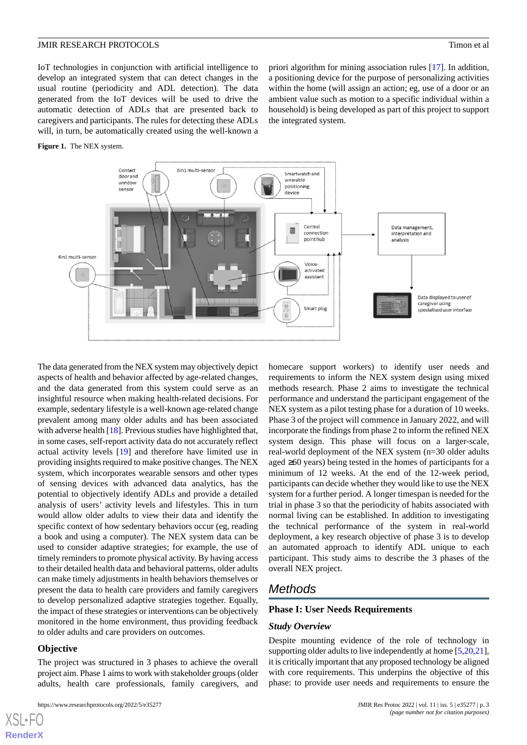IoT technologies in conjunction with artificial intelligence to develop an integrated system that can detect changes in the usual routine (periodicity and ADL detection). The data generated from the IoT devices will be used to drive the automatic detection of ADLs that are presented back to caregivers and participants. The rules for detecting these ADLs will, in turn, be automatically created using the well-known a priori algorithm for mining association rules [17]. In addition, a positioning device for the purpose of personalizing activities within the home (will assign an action; eg, use of a door or an ambient value such as motion to a specific individual within a household) is being developed as part of this project to support the integrated system.

**Figure 1.** The NEX system.

The data generated from the NEX system may objectively depict aspects of health and behavior affected by age-related changes, and the data generated from this system could serve as an insightful resource when making health-related decisions. For example, sedentary lifestyle is a well-known age-related change prevalent among many older adults and has been associated with adverse health [18]. Previous studies have highlighted that, in some cases, self-report activity data do not accurately reflect actual activity levels [19] and therefore have limited use in providing insights required to make positive changes. The NEX system, which incorporates wearable sensors and other types of sensing devices with advanced data analytics, has the potential to objectively identify ADLs and provide a detailed analysis of users' activity levels and lifestyles. This in turn would allow older adults to view their data and identify the specific context of how sedentary behaviors occur (eg, reading a book and using a computer). The NEX system data can be used to consider adaptive strategies; for example, the use of timely reminders to promote physical activity. By having access to their detailed health data and behavioral patterns, older adults can make timely adjustments in health behaviors themselves or present the data to health care providers and family caregivers to develop personalized adaptive strategies together. Equally, the impact of these strategies or interventions can be objectively monitored in the home environment, thus providing feedback to older adults and care providers on outcomes.

## Objective

The project was structured in 3 phases to achieve the overall project aim. Phase 1 aims to work with stakeholder groups (older adults, health care professionals, family caregivers, and homecare support workers) to identify user needs and requirements to inform the NEX system design using mixed methods research. Phase 2 aims to investigate the technical performance and understand the participant engagement of the NEX system as a pilot testing phase for a duration of 10 weeks. Phase 3 of the project will commence in January 2022, and will incorporate the findings from phase 2 to inform the refined NEX system design. This phase will focus on a larger-scale, real-world deployment of the NEX system (n=30 older adults aged ≥60 years) being tested in the homes of participants for a minimum of 12 weeks. At the end of the 12-week period, participants can decide whether they would like to use the NEX system for a further period. A longer timespan is needed for the trial in phase 3 so that the periodicity of habits associated with normal living can be established. In addition to investigating the technical performance of the system in real-world deployment, a key research objective of phase 3 is to develop an automated approach to identify ADL unique to each participant. This study aims to describe the 3 phases of the overall NEX project.

# Methods

## Phase I: User Needs Requirements

### Study Overview

Despite mounting evidence of the role of technology in supporting older adults to live independently at home [5,20,21], it is critically important that any proposed technology be aligned with core requirements. This underpins the objective of this phase: to provide user needs and requirements to ensure the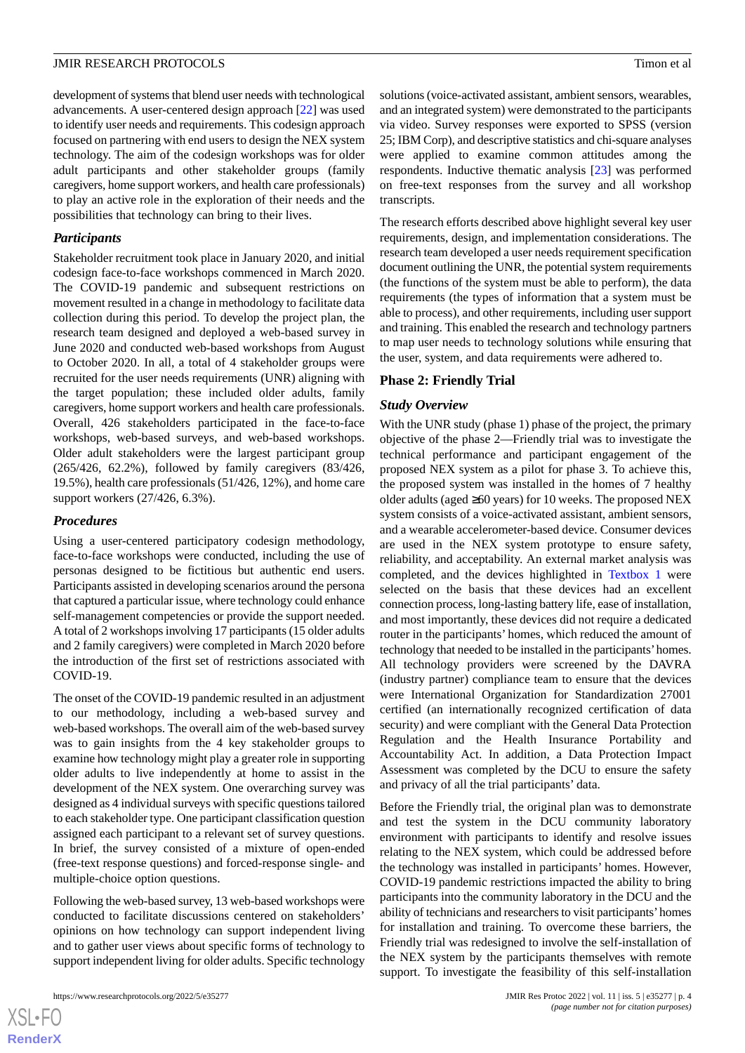development of systems that blend user needs with technological advancements. A user-centered design approach [22] was used to identify user needs and requirements. This codesign approach focused on partnering with end users to design the NEX system technology. The aim of the codesign workshops was for older adult participants and other stakeholder groups (family caregivers, home support workers, and health care professionals) to play an active role in the exploration of their needs and the possibilities that technology can bring to their lives.

### *Participants*

Stakeholder recruitment took place in January 2020, and initial codesign face-to-face workshops commenced in March 2020. The COVID-19 pandemic and subsequent restrictions on movement resulted in a change in methodology to facilitate data collection during this period. To develop the project plan, the research team designed and deployed a web-based survey in June 2020 and conducted web-based workshops from August to October 2020. In all, a total of 4 stakeholder groups were recruited for the user needs requirements (UNR) aligning with the target population; these included older adults, family caregivers, home support workers and health care professionals. Overall, 426 stakeholders participated in the face-to-face workshops, web-based surveys, and web-based workshops. Older adult stakeholders were the largest participant group (265/426, 62.2%), followed by family caregivers (83/426, 19.5%), health care professionals (51/426, 12%), and home care support workers (27/426, 6.3%).

### *Procedures*

Using a user-centered participatory codesign methodology, face-to-face workshops were conducted, including the use of personas designed to be fictitious but authentic end users. Participants assisted in developing scenarios around the persona that captured a particular issue, where technology could enhance self-management competencies or provide the support needed. A total of 2 workshops involving 17 participants (15 older adults and 2 family caregivers) were completed in March 2020 before the introduction of the first set of restrictions associated with COVID-19.

The onset of the COVID-19 pandemic resulted in an adjustment to our methodology, including a web-based survey and web-based workshops. The overall aim of the web-based survey was to gain insights from the 4 key stakeholder groups to examine how technology might play a greater role in supporting older adults to live independently and to assist in the development of the NEX system. One overarching survey was designed as 4 individual surveys with specific questions tailored to each stakeholder type. One participant classification question assigned each participant to a relevant set of survey questions. In brief, the survey consisted of a mixture of open-ended (free-text response questions) and forced-response single- and multiple-choice option questions.

Following the web-based survey, 13 web-based workshops were conducted to facilitate discussions centered on stakeholders' opinions on how technology can support independent living and to gather user views about specific forms of technology to support independent living for older adults. Specific technology solutions (voice-activated assistant, ambient sensors, wearables, and an integrated system) were demonstrated to the participants via video. Survey responses were exported to SPSS (version 25; IBM Corp), and descriptive statistics and chi-square analyses were applied to examine common attitudes among the respondents. Inductive thematic analysis [23] was performed on free-text responses from the survey and all workshop transcripts.

The research efforts described above highlight several key user requirements, design, and implementation considerations. The research team developed a user needs requirement specification document outlining the UNR, the potential system requirements (the functions of the system must be able to perform), the data requirements (the types of information that a system must be able to process), and other requirements, including user support and training. This enabled the research and technology partners to map user needs to technology solutions while ensuring that the user, system, and data requirements were adhered to.

## Phase 2: Friendly Trial

### *Study Overview*

With the UNR study (phase 1) phase of the project, the primary objective of the phase 2—Friendly trial was to investigate the technical performance and participant engagement of the proposed NEX system as a pilot for phase 3. To achieve this, the proposed system was installed in the homes of 7 healthy older adults (aged ≥60 years) for 10 weeks. The proposed NEX system consists of a voice-activated assistant, ambient sensors, and a wearable accelerometer-based device. Consumer devices are used in the NEX system prototype to ensure safety, reliability, and acceptability. An external market analysis was completed, and the devices highlighted in Textbox 1 were selected on the basis that these devices had an excellent connection process, long-lasting battery life, ease of installation, and most importantly, these devices did not require a dedicated router in the participants' homes, which reduced the amount of technology that needed to be installed in the participants' homes. All technology providers were screened by the DAVRA (industry partner) compliance team to ensure that the devices were International Organization for Standardization 27001 certified (an internationally recognized certification of data security) and were compliant with the General Data Protection Regulation and the Health Insurance Portability and Accountability Act. In addition, a Data Protection Impact Assessment was completed by the DCU to ensure the safety and privacy of all the trial participants' data.

Before the Friendly trial, the original plan was to demonstrate and test the system in the DCU community laboratory environment with participants to identify and resolve issues relating to the NEX system, which could be addressed before the technology was installed in participants' homes. However, COVID-19 pandemic restrictions impacted the ability to bring participants into the community laboratory in the DCU and the ability of technicians and researchers to visit participants' homes for installation and training. To overcome these barriers, the Friendly trial was redesigned to involve the self-installation of the NEX system by the participants themselves with remote support. To investigate the feasibility of this self-installation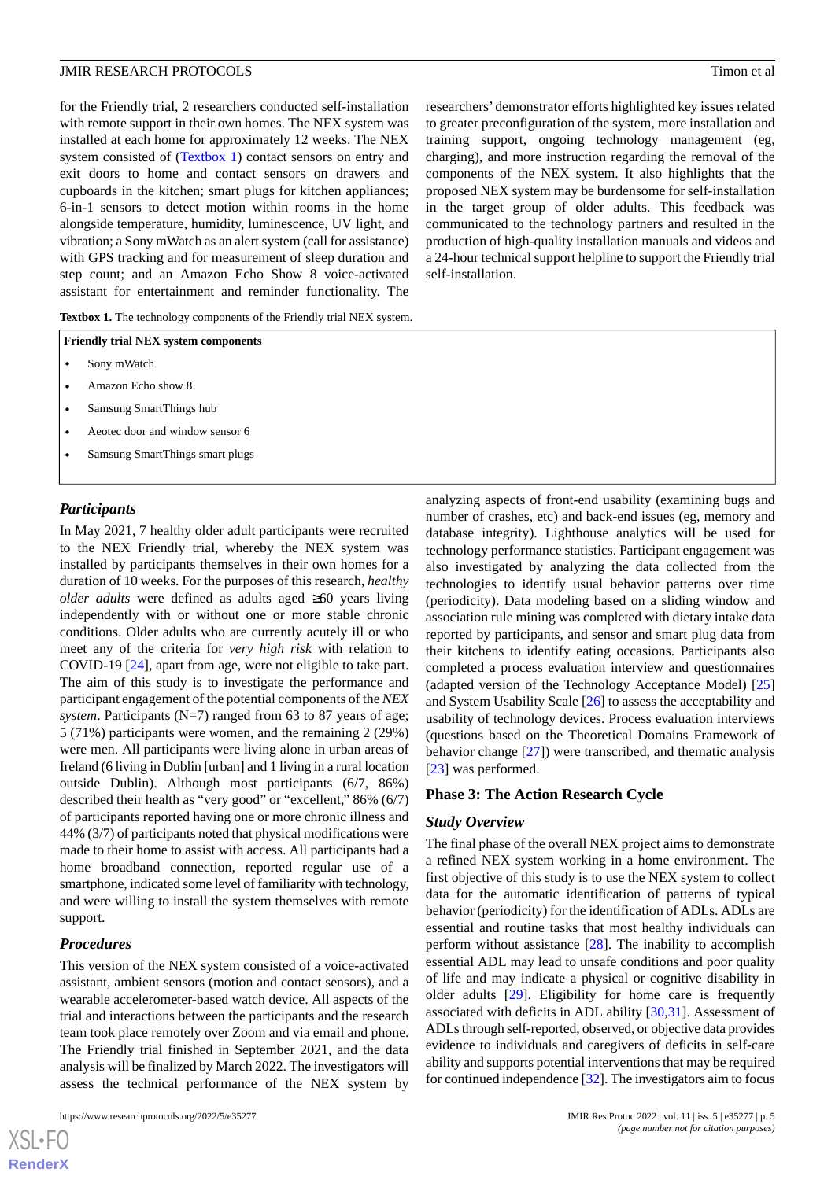for the Friendly trial, 2 researchers conducted self-installation with remote support in their own homes. The NEX system was installed at each home for approximately 12 weeks. The NEX system consisted of (Textbox 1) contact sensors on entry and exit doors to home and contact sensors on drawers and cupboards in the kitchen; smart plugs for kitchen appliances; 6-in-1 sensors to detect motion within rooms in the home alongside temperature, humidity, luminescence, UV light, and vibration; a Sony mWatch as an alert system (call for assistance) with GPS tracking and for measurement of sleep duration and step count; and an Amazon Echo Show 8 voice-activated assistant for entertainment and reminder functionality. The researchers' demonstrator efforts highlighted key issues related to greater preconfiguration of the system, more installation and training support, ongoing technology management (eg, charging), and more instruction regarding the removal of the components of the NEX system. It also highlights that the proposed NEX system may be burdensome for self-installation in the target group of older adults. This feedback was communicated to the technology partners and resulted in the production of high-quality installation manuals and videos and a 24-hour technical support helpline to support the Friendly trial self-installation.

**Textbox 1.** The technology components of the Friendly trial NEX system.

**Friendly trial NEX system components**

- Sony mWatch
- Amazon Echo show 8
- Samsung SmartThings hub
- Aeotec door and window sensor 6
- Samsung SmartThings smart plugs

### *Participants*

In May 2021, 7 healthy older adult participants were recruited to the NEX Friendly trial, whereby the NEX system was installed by participants themselves in their own homes for a duration of 10 weeks. For the purposes of this research, *healthy older adults* were defined as adults aged ≥60 years living independently with or without one or more stable chronic conditions. Older adults who are currently acutely ill or who meet any of the criteria for *very high risk* with relation to COVID-19 [24], apart from age, were not eligible to take part. The aim of this study is to investigate the performance and participant engagement of the potential components of the *NEX system*. Participants (N=7) ranged from 63 to 87 years of age; 5 (71%) participants were women, and the remaining 2 (29%) were men. All participants were living alone in urban areas of Ireland (6 living in Dublin [urban] and 1 living in a rural location outside Dublin). Although most participants (6/7, 86%) described their health as "very good" or "excellent," 86% (6/7) of participants reported having one or more chronic illness and 44% (3/7) of participants noted that physical modifications were made to their home to assist with access. All participants had a home broadband connection, reported regular use of a smartphone, indicated some level of familiarity with technology, and were willing to install the system themselves with remote support.

### *Procedures*

This version of the NEX system consisted of a voice-activated assistant, ambient sensors (motion and contact sensors), and a wearable accelerometer-based watch device. All aspects of the trial and interactions between the participants and the research team took place remotely over Zoom and via email and phone. The Friendly trial finished in September 2021, and the data analysis will be finalized by March 2022. The investigators will assess the technical performance of the NEX system by analyzing aspects of front-end usability (examining bugs and number of crashes, etc) and back-end issues (eg, memory and database integrity). Lighthouse analytics will be used for technology performance statistics. Participant engagement was also investigated by analyzing the data collected from the technologies to identify usual behavior patterns over time (periodicity). Data modeling based on a sliding window and association rule mining was completed with dietary intake data reported by participants, and sensor and smart plug data from their kitchens to identify eating occasions. Participants also completed a process evaluation interview and questionnaires (adapted version of the Technology Acceptance Model) [25] and System Usability Scale [26] to assess the acceptability and usability of technology devices. Process evaluation interviews (questions based on the Theoretical Domains Framework of behavior change [27]) were transcribed, and thematic analysis [23] was performed.

## Phase 3: The Action Research Cycle

### *Study Overview*

The final phase of the overall NEX project aims to demonstrate a refined NEX system working in a home environment. The first objective of this study is to use the NEX system to collect data for the automatic identification of patterns of typical behavior (periodicity) for the identification of ADLs. ADLs are essential and routine tasks that most healthy individuals can perform without assistance [28]. The inability to accomplish essential ADL may lead to unsafe conditions and poor quality of life and may indicate a physical or cognitive disability in older adults [29]. Eligibility for home care is frequently associated with deficits in ADL ability [30,31]. Assessment of ADLs through self-reported, observed, or objective data provides evidence to individuals and caregivers of deficits in self-care ability and supports potential interventions that may be required for continued independence [32]. The investigators aim to focus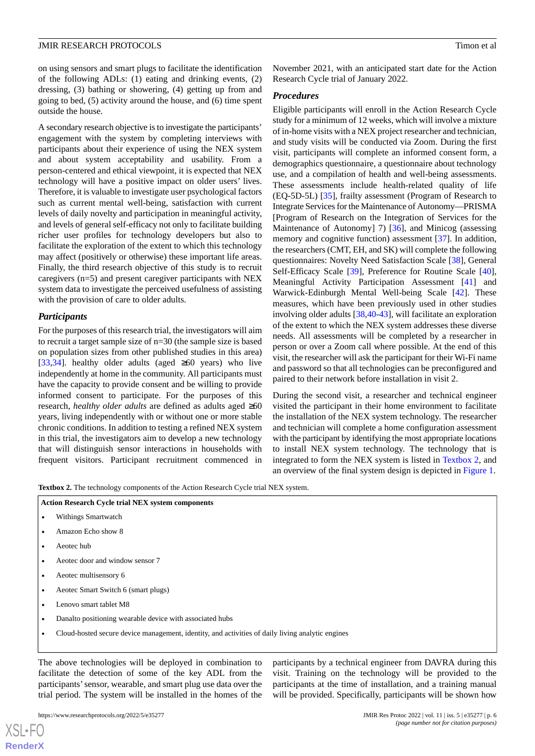on using sensors and smart plugs to facilitate the identification of the following ADLs: (1) eating and drinking events, (2) dressing, (3) bathing or showering, (4) getting up from and going to bed, (5) activity around the house, and (6) time spent outside the house.

A secondary research objective is to investigate the participants' engagement with the system by completing interviews with participants about their experience of using the NEX system and about system acceptability and usability. From a person-centered and ethical viewpoint, it is expected that NEX technology will have a positive impact on older users' lives. Therefore, it is valuable to investigate user psychological factors such as current mental well-being, satisfaction with current levels of daily novelty and participation in meaningful activity, and levels of general self-efficacy not only to facilitate building richer user profiles for technology developers but also to facilitate the exploration of the extent to which this technology may affect (positively or otherwise) these important life areas. Finally, the third research objective of this study is to recruit caregivers (n=5) and present caregiver participants with NEX system data to investigate the perceived usefulness of assisting with the provision of care to older adults.

### Participants

For the purposes of this research trial, the investigators will aim to recruit a target sample size of n=30 (the sample size is based on population sizes from other published studies in this area) [33,34]. healthy older adults (aged ≥60 years) who live independently at home in the community. All participants must have the capacity to provide consent and be willing to provide informed consent to participate. For the purposes of this research, *healthy older adults* are defined as adults aged ≥60 years, living independently with or without one or more stable chronic conditions. In addition to testing a refined NEX system in this trial, the investigators aim to develop a new technology that will distinguish sensor interactions in households with frequent visitors. Participant recruitment commenced in November 2021, with an anticipated start date for the Action Research Cycle trial of January 2022.

### Procedures

Eligible participants will enroll in the Action Research Cycle study for a minimum of 12 weeks, which will involve a mixture of in-home visits with a NEX project researcher and technician, and study visits will be conducted via Zoom. During the first visit, participants will complete an informed consent form, a demographics questionnaire, a questionnaire about technology use, and a compilation of health and well-being assessments. These assessments include health-related quality of life (EQ-5D-5L) [35], frailty assessment (Program of Research to Integrate Services for the Maintenance of Autonomy—PRISMA [Program of Research on the Integration of Services for the Maintenance of Autonomy] 7) [36], and Minicog (assessing memory and cognitive function) assessment [37]. In addition, the researchers (CMT, EH, and SK) will complete the following questionnaires: Novelty Need Satisfaction Scale [38], General Self-Efficacy Scale [39], Preference for Routine Scale [40], Meaningful Activity Participation Assessment [41] and Warwick-Edinburgh Mental Well-being Scale [42]. These measures, which have been previously used in other studies involving older adults [38,40-43], will facilitate an exploration of the extent to which the NEX system addresses these diverse needs. All assessments will be completed by a researcher in person or over a Zoom call where possible. At the end of this visit, the researcher will ask the participant for their Wi-Fi name and password so that all technologies can be preconfigured and paired to their network before installation in visit 2.

During the second visit, a researcher and technical engineer visited the participant in their home environment to facilitate the installation of the NEX system technology. The researcher and technician will complete a home configuration assessment with the participant by identifying the most appropriate locations to install NEX system technology. The technology that is integrated to form the NEX system is listed in Textbox 2, and an overview of the final system design is depicted in Figure 1.

**Textbox 2.** The technology components of the Action Research Cycle trial NEX system.

**Action Research Cycle trial NEX system components**

- Withings Smartwatch
- Amazon Echo show 8
- Aeotec hub
- Aeotec door and window sensor 7
- Aeotec multisensory 6
- Aeotec Smart Switch 6 (smart plugs)
- Lenovo smart tablet M8
- Danalto positioning wearable device with associated hubs
- Cloud-hosted secure device management, identity, and activities of daily living analytic engines

The above technologies will be deployed in combination to facilitate the detection of some of the key ADL from the participants' sensor, wearable, and smart plug use data over the trial period. The system will be installed in the homes of the participants by a technical engineer from DAVRA during this visit. Training on the technology will be provided to the participants at the time of installation, and a training manual will be provided. Specifically, participants will be shown how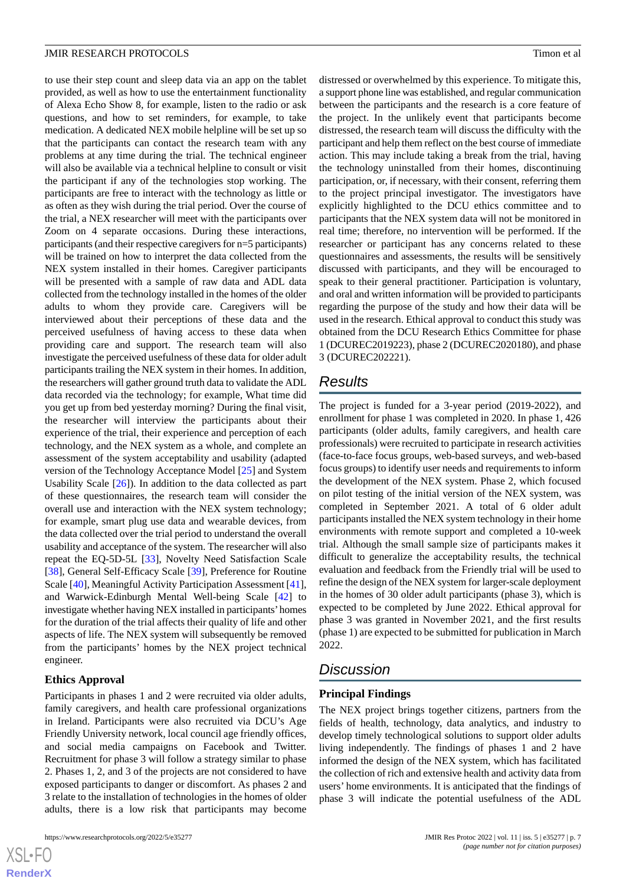to use their step count and sleep data via an app on the tablet provided, as well as how to use the entertainment functionality of Alexa Echo Show 8, for example, listen to the radio or ask questions, and how to set reminders, for example, to take medication. A dedicated NEX mobile helpline will be set up so that the participants can contact the research team with any problems at any time during the trial. The technical engineer will also be available via a technical helpline to consult or visit the participant if any of the technologies stop working. The participants are free to interact with the technology as little or as often as they wish during the trial period. Over the course of the trial, a NEX researcher will meet with the participants over Zoom on 4 separate occasions. During these interactions, participants (and their respective caregivers for n=5 participants) will be trained on how to interpret the data collected from the NEX system installed in their homes. Caregiver participants will be presented with a sample of raw data and ADL data collected from the technology installed in the homes of the older adults to whom they provide care. Caregivers will be interviewed about their perceptions of these data and the perceived usefulness of having access to these data when providing care and support. The research team will also investigate the perceived usefulness of these data for older adult participants trailing the NEX system in their homes. In addition, the researchers will gather ground truth data to validate the ADL data recorded via the technology; for example, What time did you get up from bed yesterday morning? During the final visit, the researcher will interview the participants about their experience of the trial, their experience and perception of each technology, and the NEX system as a whole, and complete an assessment of the system acceptability and usability (adapted version of the Technology Acceptance Model [25] and System Usability Scale [26]). In addition to the data collected as part of these questionnaires, the research team will consider the overall use and interaction with the NEX system technology; for example, smart plug use data and wearable devices, from the data collected over the trial period to understand the overall usability and acceptance of the system. The researcher will also repeat the EQ-5D-5L [33], Novelty Need Satisfaction Scale [38], General Self-Efficacy Scale [39], Preference for Routine Scale [40], Meaningful Activity Participation Assessment [41], and Warwick-Edinburgh Mental Well-being Scale [42] to investigate whether having NEX installed in participants' homes for the duration of the trial affects their quality of life and other aspects of life. The NEX system will subsequently be removed from the participants' homes by the NEX project technical engineer.

### Ethics Approval

Participants in phases 1 and 2 were recruited via older adults, family caregivers, and health care professional organizations in Ireland. Participants were also recruited via DCU's Age Friendly University network, local council age friendly offices, and social media campaigns on Facebook and Twitter. Recruitment for phase 3 will follow a strategy similar to phase 2. Phases 1, 2, and 3 of the projects are not considered to have exposed participants to danger or discomfort. As phases 2 and 3 relate to the installation of technologies in the homes of older adults, there is a low risk that participants may become distressed or overwhelmed by this experience. To mitigate this, a support phone line was established, and regular communication between the participants and the research is a core feature of the project. In the unlikely event that participants become distressed, the research team will discuss the difficulty with the participant and help them reflect on the best course of immediate action. This may include taking a break from the trial, having the technology uninstalled from their homes, discontinuing participation, or, if necessary, with their consent, referring them to the project principal investigator. The investigators have explicitly highlighted to the DCU ethics committee and to participants that the NEX system data will not be monitored in real time; therefore, no intervention will be performed. If the researcher or participant has any concerns related to these questionnaires and assessments, the results will be sensitively discussed with participants, and they will be encouraged to speak to their general practitioner. Participation is voluntary, and oral and written information will be provided to participants regarding the purpose of the study and how their data will be used in the research. Ethical approval to conduct this study was obtained from the DCU Research Ethics Committee for phase 1 (DCUREC2019223), phase 2 (DCUREC2020180), and phase 3 (DCUREC202221).

## Results

The project is funded for a 3-year period (2019-2022), and enrollment for phase 1 was completed in 2020. In phase 1, 426 participants (older adults, family caregivers, and health care professionals) were recruited to participate in research activities (face-to-face focus groups, web-based surveys, and web-based focus groups) to identify user needs and requirements to inform the development of the NEX system. Phase 2, which focused on pilot testing of the initial version of the NEX system, was completed in September 2021. A total of 6 older adult participants installed the NEX system technology in their home environments with remote support and completed a 10-week trial. Although the small sample size of participants makes it difficult to generalize the acceptability results, the technical evaluation and feedback from the Friendly trial will be used to refine the design of the NEX system for larger-scale deployment in the homes of 30 older adult participants (phase 3), which is expected to be completed by June 2022. Ethical approval for phase 3 was granted in November 2021, and the first results (phase 1) are expected to be submitted for publication in March 2022.

## Discussion

### Principal Findings

The NEX project brings together citizens, partners from the fields of health, technology, data analytics, and industry to develop timely technological solutions to support older adults living independently. The findings of phases 1 and 2 have informed the design of the NEX system, which has facilitated the collection of rich and extensive health and activity data from users' home environments. It is anticipated that the findings of phase 3 will indicate the potential usefulness of the ADL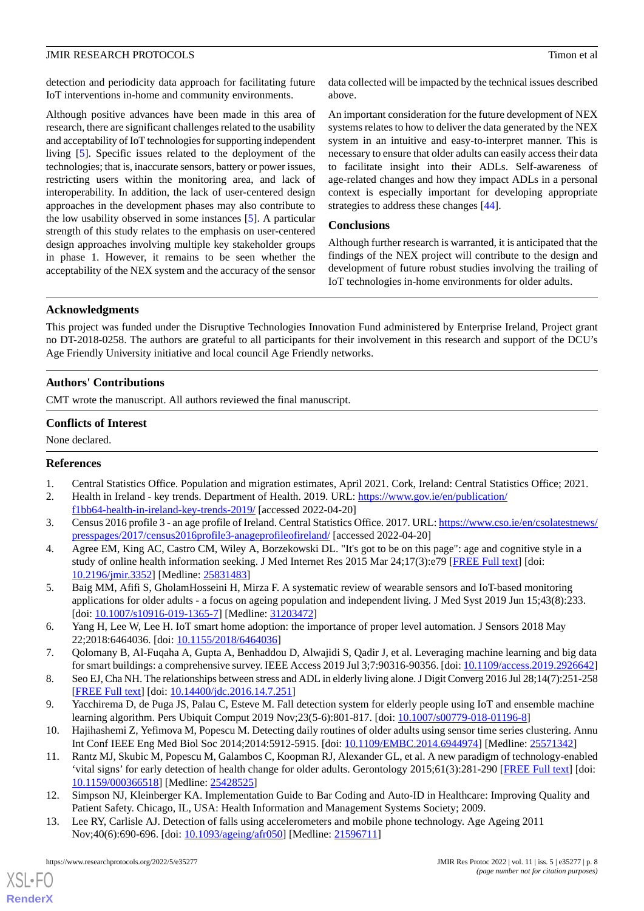detection and periodicity data approach for facilitating future IoT interventions in-home and community environments.

Although positive advances have been made in this area of research, there are significant challenges related to the usability and acceptability of IoT technologies for supporting independent living [5]. Specific issues related to the deployment of the technologies; that is, inaccurate sensors, battery or power issues, restricting users within the monitoring area, and lack of interoperability. In addition, the lack of user-centered design approaches in the development phases may also contribute to the low usability observed in some instances [5]. A particular strength of this study relates to the emphasis on user-centered design approaches involving multiple key stakeholder groups in phase 1. However, it remains to be seen whether the acceptability of the NEX system and the accuracy of the sensor data collected will be impacted by the technical issues described above.

An important consideration for the future development of NEX systems relates to how to deliver the data generated by the NEX system in an intuitive and easy-to-interpret manner. This is necessary to ensure that older adults can easily access their data to facilitate insight into their ADLs. Self-awareness of age-related changes and how they impact ADLs in a personal context is especially important for developing appropriate strategies to address these changes [44].

### Conclusions

Although further research is warranted, it is anticipated that the findings of the NEX project will contribute to the design and development of future robust studies involving the trailing of IoT technologies in-home environments for older adults.

## Acknowledgments

This project was funded under the Disruptive Technologies Innovation Fund administered by Enterprise Ireland, Project grant no DT-2018-0258. The authors are grateful to all participants for their involvement in this research and support of the DCU's Age Friendly University initiative and local council Age Friendly networks.

## Authors' Contributions

CMT wrote the manuscript. All authors reviewed the final manuscript.

## Conflicts of Interest

None declared.

## References

1. Central Statistics Office. Population and migration estimates, April 2021. Cork, Ireland: Central Statistics Office; 2021.
2. Health in Ireland - key trends. Department of Health. 2019. URL: https://www.gov.ie/en/publication/f1bb64-health-in-ireland-key-trends-2019/ [accessed 2022-04-20]
3. Census 2016 profile 3 - an age profile of Ireland. Central Statistics Office. 2017. URL: https://www.cso.ie/en/csolatestnews/presspages/2017/census2016profile3-anageprofileofireland/ [accessed 2022-04-20]
4. Agree EM, King AC, Castro CM, Wiley A, Borzekowski DL. "It's got to be on this page": age and cognitive style in a study of online health information seeking. J Med Internet Res 2015 Mar 24;17(3):e79 [FREE Full text] [doi: 10.2196/jmir.3352] [Medline: 25831483]
5. Baig MM, Afifi S, GholamHosseini H, Mirza F. A systematic review of wearable sensors and IoT-based monitoring applications for older adults - a focus on ageing population and independent living. J Med Syst 2019 Jun 15;43(8):233. [doi: 10.1007/s10916-019-1365-7] [Medline: 31203472]
6. Yang H, Lee W, Lee H. IoT smart home adoption: the importance of proper level automation. J Sensors 2018 May 22;2018:6464036. [doi: 10.1155/2018/6464036]
7. Qolomany B, Al-Fuqaha A, Gupta A, Benhaddou D, Alwajidi S, Qadir J, et al. Leveraging machine learning and big data for smart buildings: a comprehensive survey. IEEE Access 2019 Jul 3;7:90316-90356. [doi: 10.1109/access.2019.2926642]
8. Seo EJ, Cha NH. The relationships between stress and ADL in elderly living alone. J Digit Converg 2016 Jul 28;14(7):251-258 [FREE Full text] [doi: 10.14400/jdc.2016.14.7.251]
9. Yacchirema D, de Puga JS, Palau C, Esteve M. Fall detection system for elderly people using IoT and ensemble machine learning algorithm. Pers Ubiquit Comput 2019 Nov;23(5-6):801-817. [doi: 10.1007/s00779-018-01196-8]
10. Hajihashemi Z, Yefimova M, Popescu M. Detecting daily routines of older adults using sensor time series clustering. Annu Int Conf IEEE Eng Med Biol Soc 2014;2014:5912-5915. [doi: 10.1109/EMBC.2014.6944974] [Medline: 25571342]
11. Rantz MJ, Skubic M, Popescu M, Galambos C, Koopman RJ, Alexander GL, et al. A new paradigm of technology-enabled 'vital signs' for early detection of health change for older adults. Gerontology 2015;61(3):281-290 [FREE Full text] [doi: 10.1159/000366518] [Medline: 25428525]
12. Simpson NJ, Kleinberger KA. Implementation Guide to Bar Coding and Auto-ID in Healthcare: Improving Quality and Patient Safety. Chicago, IL, USA: Health Information and Management Systems Society; 2009.
13. Lee RY, Carlisle AJ. Detection of falls using accelerometers and mobile phone technology. Age Ageing 2011 Nov;40(6):690-696. [doi: 10.1093/ageing/afr050] [Medline: 21596711]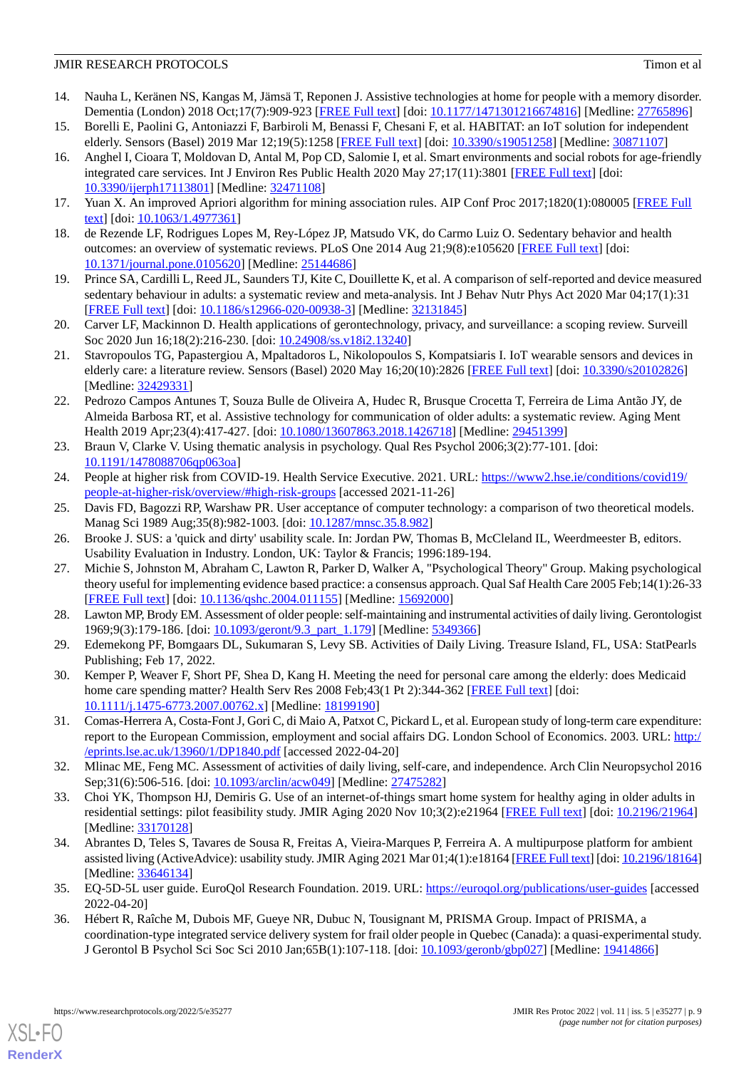14. Nauha L, Keränen NS, Kangas M, Jämsä T, Reponen J. Assistive technologies at home for people with a memory disorder. Dementia (London) 2018 Oct;17(7):909-923 [FREE Full text] [doi: 10.1177/1471301216674816] [Medline: 27765896]
15. Borelli E, Paolini G, Antoniazzi F, Barbiroli M, Benassi F, Chesani F, et al. HABITAT: an IoT solution for independent elderly. Sensors (Basel) 2019 Mar 12;19(5):1258 [FREE Full text] [doi: 10.3390/s19051258] [Medline: 30871107]
16. Anghel I, Cioara T, Moldovan D, Antal M, Pop CD, Salomie I, et al. Smart environments and social robots for age-friendly integrated care services. Int J Environ Res Public Health 2020 May 27;17(11):3801 [FREE Full text] [doi: 10.3390/ijerph17113801] [Medline: 32471108]
17. Yuan X. An improved Apriori algorithm for mining association rules. AIP Conf Proc 2017;1820(1):080005 [FREE Full text] [doi: 10.1063/1.4977361]
18. de Rezende LF, Rodrigues Lopes M, Rey-López JP, Matsudo VK, do Carmo Luiz O. Sedentary behavior and health outcomes: an overview of systematic reviews. PLoS One 2014 Aug 21;9(8):e105620 [FREE Full text] [doi: 10.1371/journal.pone.0105620] [Medline: 25144686]
19. Prince SA, Cardilli L, Reed JL, Saunders TJ, Kite C, Douillette K, et al. A comparison of self-reported and device measured sedentary behaviour in adults: a systematic review and meta-analysis. Int J Behav Nutr Phys Act 2020 Mar 04;17(1):31 [FREE Full text] [doi: 10.1186/s12966-020-00938-3] [Medline: 32131845]
20. Carver LF, Mackinnon D. Health applications of gerontechnology, privacy, and surveillance: a scoping review. Surveill Soc 2020 Jun 16;18(2):216-230. [doi: 10.24908/ss.v18i2.13240]
21. Stavropoulos TG, Papastergiou A, Mpaltadoros L, Nikolopoulos S, Kompatsiaris I. IoT wearable sensors and devices in elderly care: a literature review. Sensors (Basel) 2020 May 16;20(10):2826 [FREE Full text] [doi: 10.3390/s20102826] [Medline: 32429331]
22. Pedrozo Campos Antunes T, Souza Bulle de Oliveira A, Hudec R, Brusque Crocetta T, Ferreira de Lima Antão JY, de Almeida Barbosa RT, et al. Assistive technology for communication of older adults: a systematic review. Aging Ment Health 2019 Apr;23(4):417-427. [doi: 10.1080/13607863.2018.1426718] [Medline: 29451399]
23. Braun V, Clarke V. Using thematic analysis in psychology. Qual Res Psychol 2006;3(2):77-101. [doi: 10.1191/1478088706qp063oa]
24. People at higher risk from COVID-19. Health Service Executive. 2021. URL: https://www2.hse.ie/conditions/covid19/people-at-higher-risk/overview/#high-risk-groups [accessed 2021-11-26]
25. Davis FD, Bagozzi RP, Warshaw PR. User acceptance of computer technology: a comparison of two theoretical models. Manag Sci 1989 Aug;35(8):982-1003. [doi: 10.1287/mnsc.35.8.982]
26. Brooke J. SUS: a 'quick and dirty' usability scale. In: Jordan PW, Thomas B, McCleland IL, Weerdmeester B, editors. Usability Evaluation in Industry. London, UK: Taylor & Francis; 1996:189-194.
27. Michie S, Johnston M, Abraham C, Lawton R, Parker D, Walker A, "Psychological Theory" Group. Making psychological theory useful for implementing evidence based practice: a consensus approach. Qual Saf Health Care 2005 Feb;14(1):26-33 [FREE Full text] [doi: 10.1136/qshc.2004.011155] [Medline: 15692000]
28. Lawton MP, Brody EM. Assessment of older people: self-maintaining and instrumental activities of daily living. Gerontologist 1969;9(3):179-186. [doi: 10.1093/geront/9.3_part_1.179] [Medline: 5349366]
29. Edemekong PF, Bomgaars DL, Sukumaran S, Levy SB. Activities of Daily Living. Treasure Island, FL, USA: StatPearls Publishing; Feb 17, 2022.
30. Kemper P, Weaver F, Short PF, Shea D, Kang H. Meeting the need for personal care among the elderly: does Medicaid home care spending matter? Health Serv Res 2008 Feb;43(1 Pt 2):344-362 [FREE Full text] [doi: 10.1111/j.1475-6773.2007.00762.x] [Medline: 18199190]
31. Comas-Herrera A, Costa-Font J, Gori C, di Maio A, Patxot C, Pickard L, et al. European study of long-term care expenditure: report to the European Commission, employment and social affairs DG. London School of Economics. 2003. URL: http://eprints.lse.ac.uk/13960/1/DP1840.pdf [accessed 2022-04-20]
32. Mlinac ME, Feng MC. Assessment of activities of daily living, self-care, and independence. Arch Clin Neuropsychol 2016 Sep;31(6):506-516. [doi: 10.1093/arclin/acw049] [Medline: 27475282]
33. Choi YK, Thompson HJ, Demiris G. Use of an internet-of-things smart home system for healthy aging in older adults in residential settings: pilot feasibility study. JMIR Aging 2020 Nov 10;3(2):e21964 [FREE Full text] [doi: 10.2196/21964] [Medline: 33170128]
34. Abrantes D, Teles S, Tavares de Sousa R, Freitas A, Vieira-Marques P, Ferreira A. A multipurpose platform for ambient assisted living (ActiveAdvice): usability study. JMIR Aging 2021 Mar 01;4(1):e18164 [FREE Full text] [doi: 10.2196/18164] [Medline: 33646134]
35. EQ-5D-5L user guide. EuroQol Research Foundation. 2019. URL: https://euroqol.org/publications/user-guides [accessed 2022-04-20]
36. Hébert R, Raîche M, Dubois MF, Gueye NR, Dubuc N, Tousignant M, PRISMA Group. Impact of PRISMA, a coordination-type integrated service delivery system for frail older people in Quebec (Canada): a quasi-experimental study. J Gerontol B Psychol Sci Soc Sci 2010 Jan;65B(1):107-118. [doi: 10.1093/geronb/gbp027] [Medline: 19414866]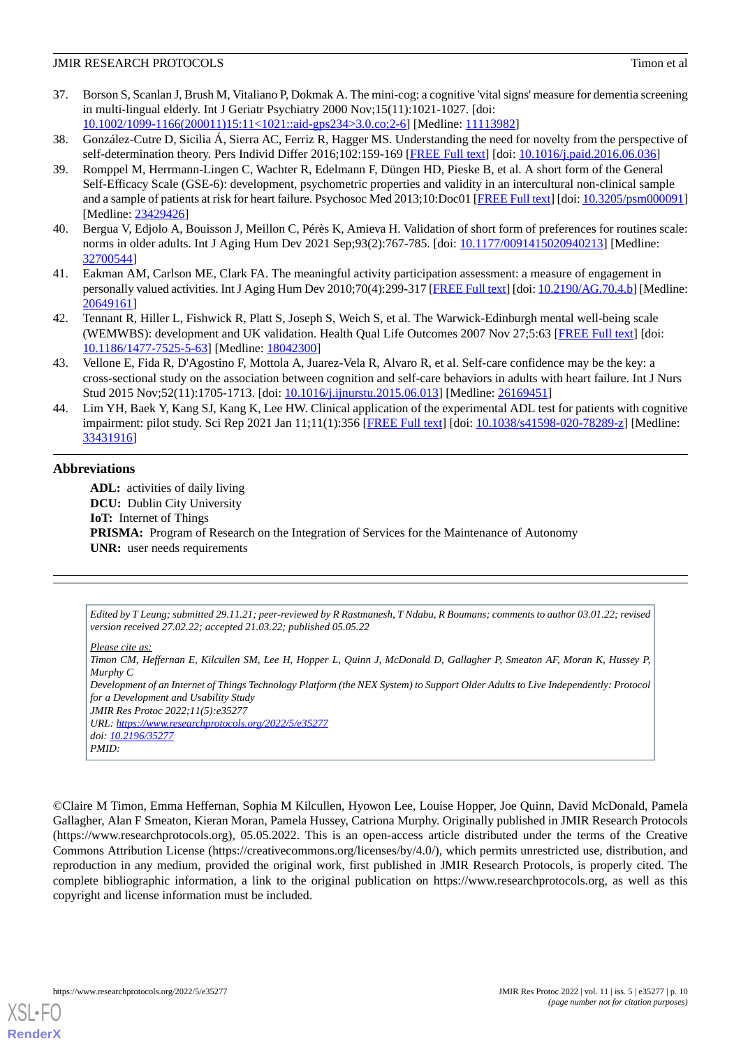37. Borson S, Scanlan J, Brush M, Vitaliano P, Dokmak A. The mini-cog: a cognitive 'vital signs' measure for dementia screening in multi-lingual elderly. Int J Geriatr Psychiatry 2000 Nov;15(11):1021-1027. [doi: 10.1002/1099-1166(200011)15:11<1021::aid-gps234>3.0.co;2-6] [Medline: 11113982]
38. González-Cutre D, Sicilia Á, Sierra AC, Ferriz R, Hagger MS. Understanding the need for novelty from the perspective of self-determination theory. Pers Individ Differ 2016;102:159-169 [FREE Full text] [doi: 10.1016/j.paid.2016.06.036]
39. Romppel M, Herrmann-Lingen C, Wachter R, Edelmann F, Düngen HD, Pieske B, et al. A short form of the General Self-Efficacy Scale (GSE-6): development, psychometric properties and validity in an intercultural non-clinical sample and a sample of patients at risk for heart failure. Psychosoc Med 2013;10:Doc01 [FREE Full text] [doi: 10.3205/psm000091] [Medline: 23429426]
40. Bergua V, Edjolo A, Bouisson J, Meillon C, Pérès K, Amieva H. Validation of short form of preferences for routines scale: norms in older adults. Int J Aging Hum Dev 2021 Sep;93(2):767-785. [doi: 10.1177/0091415020940213] [Medline: 32700544]
41. Eakman AM, Carlson ME, Clark FA. The meaningful activity participation assessment: a measure of engagement in personally valued activities. Int J Aging Hum Dev 2010;70(4):299-317 [FREE Full text] [doi: 10.2190/AG.70.4.b] [Medline: 20649161]
42. Tennant R, Hiller L, Fishwick R, Platt S, Joseph S, Weich S, et al. The Warwick-Edinburgh mental well-being scale (WEMWBS): development and UK validation. Health Qual Life Outcomes 2007 Nov 27;5:63 [FREE Full text] [doi: 10.1186/1477-7525-5-63] [Medline: 18042300]
43. Vellone E, Fida R, D'Agostino F, Mottola A, Juarez-Vela R, Alvaro R, et al. Self-care confidence may be the key: a cross-sectional study on the association between cognition and self-care behaviors in adults with heart failure. Int J Nurs Stud 2015 Nov;52(11):1705-1713. [doi: 10.1016/j.ijnurstu.2015.06.013] [Medline: 26169451]
44. Lim YH, Baek Y, Kang SJ, Kang K, Lee HW. Clinical application of the experimental ADL test for patients with cognitive impairment: pilot study. Sci Rep 2021 Jan 11;11(1):356 [FREE Full text] [doi: 10.1038/s41598-020-78289-z] [Medline: 33431916]

## Abbreviations

**ADL:** activities of daily living
**DCU:** Dublin City University
**IoT:** Internet of Things
**PRISMA:** Program of Research on the Integration of Services for the Maintenance of Autonomy
**UNR:** user needs requirements

*Edited by T Leung; submitted 29.11.21; peer-reviewed by R Rastmanesh, T Ndabu, R Boumans; comments to author 03.01.22; revised version received 27.02.22; accepted 21.03.22; published 05.05.22*

*Please cite as:*
*Timon CM, Heffernan E, Kilcullen SM, Lee H, Hopper L, Quinn J, McDonald D, Gallagher P, Smeaton AF, Moran K, Hussey P, Murphy C*
*Development of an Internet of Things Technology Platform (the NEX System) to Support Older Adults to Live Independently: Protocol for a Development and Usability Study*
*JMIR Res Protoc 2022;11(5):e35277*
*URL: https://www.researchprotocols.org/2022/5/e35277*
*doi: 10.2196/35277*
*PMID:*

©Claire M Timon, Emma Heffernan, Sophia M Kilcullen, Hyowon Lee, Louise Hopper, Joe Quinn, David McDonald, Pamela Gallagher, Alan F Smeaton, Kieran Moran, Pamela Hussey, Catriona Murphy. Originally published in JMIR Research Protocols (https://www.researchprotocols.org), 05.05.2022. This is an open-access article distributed under the terms of the Creative Commons Attribution License (https://creativecommons.org/licenses/by/4.0/), which permits unrestricted use, distribution, and reproduction in any medium, provided the original work, first published in JMIR Research Protocols, is properly cited. The complete bibliographic information, a link to the original publication on https://www.researchprotocols.org, as well as this copyright and license information must be included.